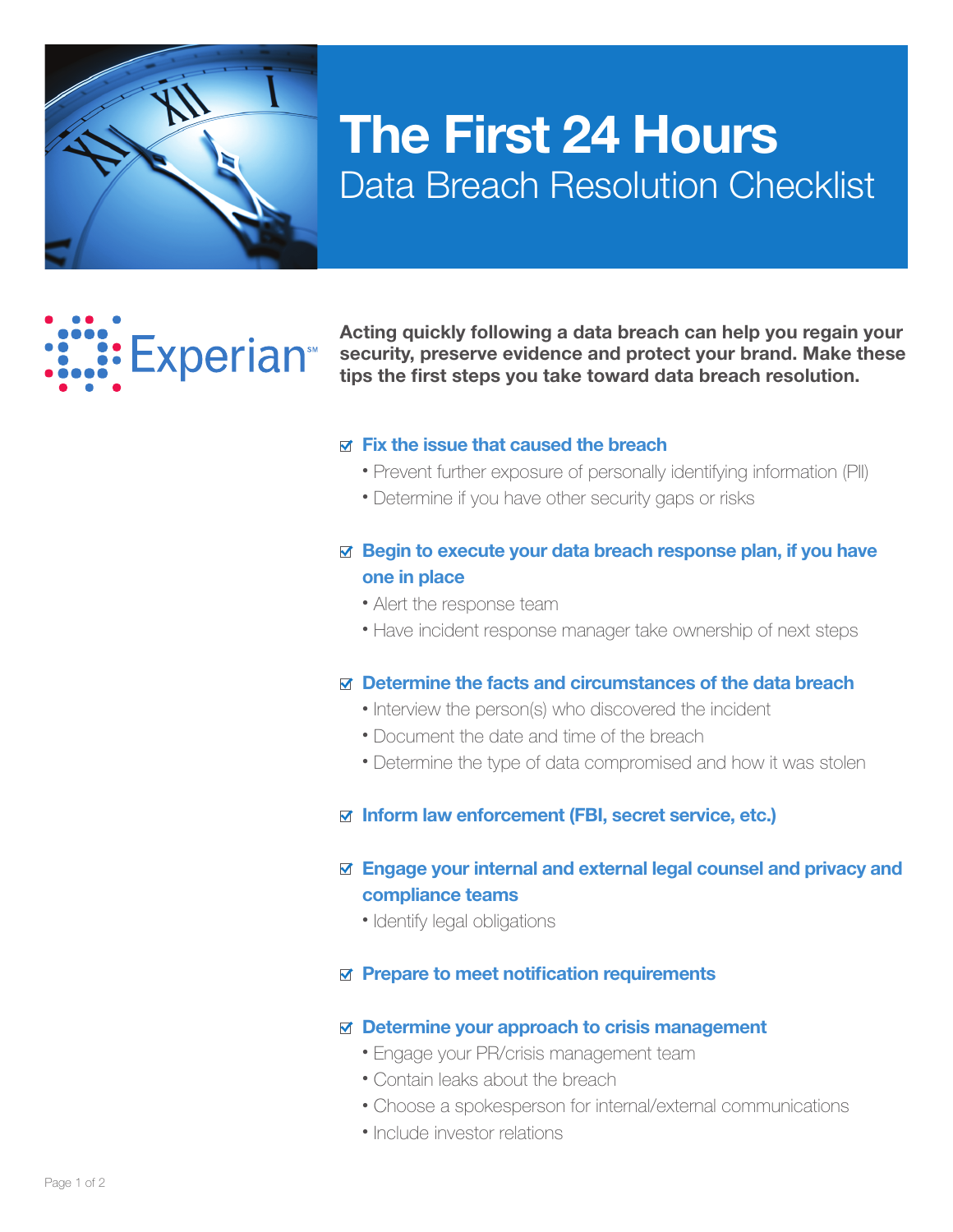# The First 24 Hours

## Data Breach Resolution Checklist

Experian

**Acting quickly following a data breach can help you regain your security, preserve evidence and protect your brand. Make these tips the first steps you take toward data breach resolution.**

- ☑ **Fix the issue that caused the breach**
  - Prevent further exposure of personally identifying information (PII)
  - Determine if you have other security gaps or risks

- ☑ **Begin to execute your data breach response plan, if you have one in place**
  - Alert the response team
  - Have incident response manager take ownership of next steps

- ☑ **Determine the facts and circumstances of the data breach**
  - Interview the person(s) who discovered the incident
  - Document the date and time of the breach
  - Determine the type of data compromised and how it was stolen

- ☑ **Inform law enforcement (FBI, secret service, etc.)**

- ☑ **Engage your internal and external legal counsel and privacy and compliance teams**
  - Identify legal obligations

- ☑ **Prepare to meet notification requirements**

- ☑ **Determine your approach to crisis management**
  - Engage your PR/crisis management team
  - Contain leaks about the breach
  - Choose a spokesperson for internal/external communications
  - Include investor relations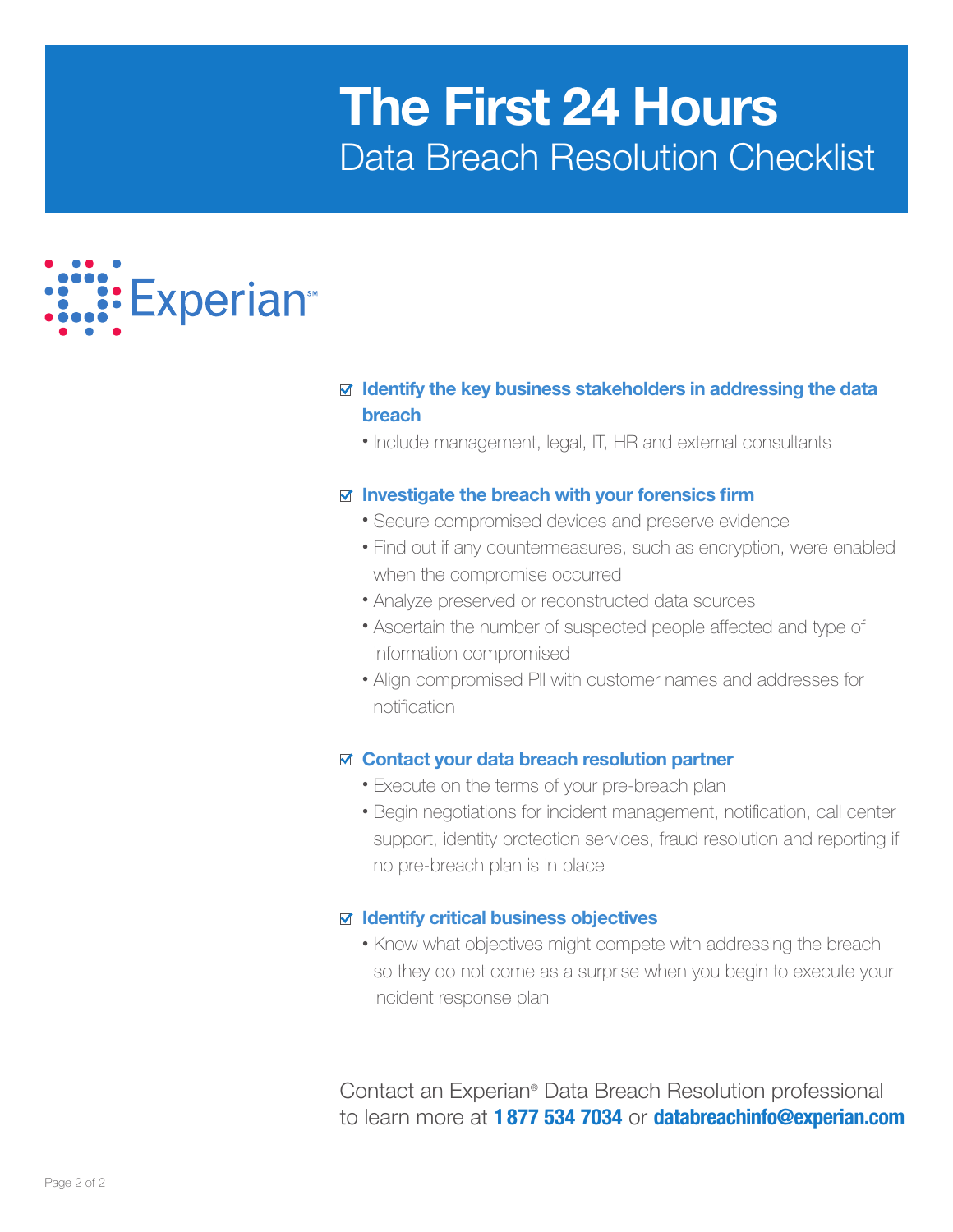# The First 24 Hours

## Data Breach Resolution Checklist

Experian℠

- ☑ **Identify the key business stakeholders in addressing the data breach**
  - Include management, legal, IT, HR and external consultants

- ☑ **Investigate the breach with your forensics firm**
  - Secure compromised devices and preserve evidence
  - Find out if any countermeasures, such as encryption, were enabled when the compromise occurred
  - Analyze preserved or reconstructed data sources
  - Ascertain the number of suspected people affected and type of information compromised
  - Align compromised PII with customer names and addresses for notification

- ☑ **Contact your data breach resolution partner**
  - Execute on the terms of your pre-breach plan
  - Begin negotiations for incident management, notification, call center support, identity protection services, fraud resolution and reporting if no pre-breach plan is in place

- ☑ **Identify critical business objectives**
  - Know what objectives might compete with addressing the breach so they do not come as a surprise when you begin to execute your incident response plan

Contact an Experian® Data Breach Resolution professional to learn more at **1 877 534 7034** or **databreachinfo@experian.com**